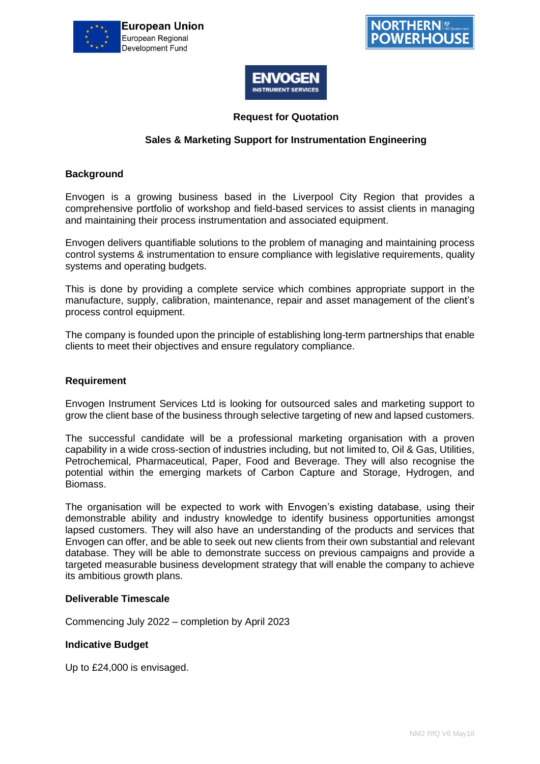European Union
European Regional Development Fund

NORTHERN POWERHOUSE

ENVOGEN INSTRUMENT SERVICES

# Request for Quotation

## Sales & Marketing Support for Instrumentation Engineering

### Background

Envogen is a growing business based in the Liverpool City Region that provides a comprehensive portfolio of workshop and field-based services to assist clients in managing and maintaining their process instrumentation and associated equipment.

Envogen delivers quantifiable solutions to the problem of managing and maintaining process control systems & instrumentation to ensure compliance with legislative requirements, quality systems and operating budgets.

This is done by providing a complete service which combines appropriate support in the manufacture, supply, calibration, maintenance, repair and asset management of the client's process control equipment.

The company is founded upon the principle of establishing long-term partnerships that enable clients to meet their objectives and ensure regulatory compliance.

### Requirement

Envogen Instrument Services Ltd is looking for outsourced sales and marketing support to grow the client base of the business through selective targeting of new and lapsed customers.

The successful candidate will be a professional marketing organisation with a proven capability in a wide cross-section of industries including, but not limited to, Oil & Gas, Utilities, Petrochemical, Pharmaceutical, Paper, Food and Beverage. They will also recognise the potential within the emerging markets of Carbon Capture and Storage, Hydrogen, and Biomass.

The organisation will be expected to work with Envogen's existing database, using their demonstrable ability and industry knowledge to identify business opportunities amongst lapsed customers. They will also have an understanding of the products and services that Envogen can offer, and be able to seek out new clients from their own substantial and relevant database. They will be able to demonstrate success on previous campaigns and provide a targeted measurable business development strategy that will enable the company to achieve its ambitious growth plans.

### Deliverable Timescale

Commencing July 2022 – completion by April 2023

### Indicative Budget

Up to £24,000 is envisaged.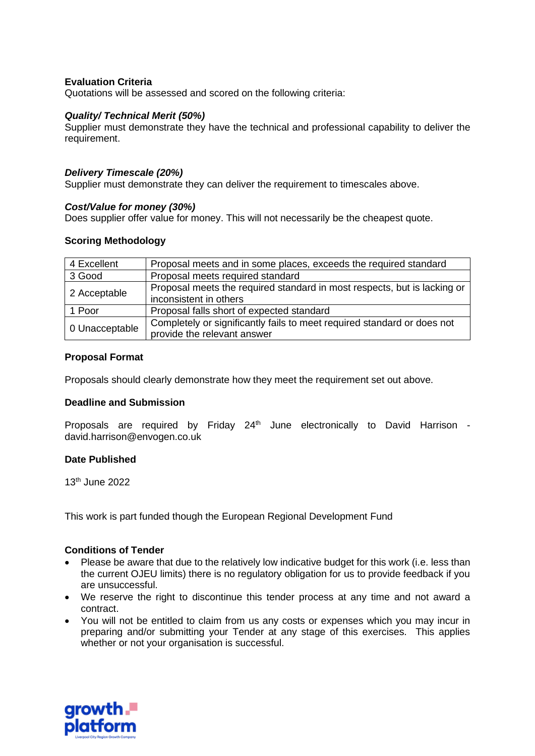**Evaluation Criteria**

Quotations will be assessed and scored on the following criteria:

***Quality/ Technical Merit (50%)***

Supplier must demonstrate they have the technical and professional capability to deliver the requirement.

***Delivery Timescale (20%)***

Supplier must demonstrate they can deliver the requirement to timescales above.

***Cost/Value for money (30%)***

Does supplier offer value for money. This will not necessarily be the cheapest quote.

**Scoring Methodology**

| | |
|---|---|
| 4 Excellent | Proposal meets and in some places, exceeds the required standard |
| 3 Good | Proposal meets required standard |
| 2 Acceptable | Proposal meets the required standard in most respects, but is lacking or inconsistent in others |
| 1 Poor | Proposal falls short of expected standard |
| 0 Unacceptable | Completely or significantly fails to meet required standard or does not provide the relevant answer |

**Proposal Format**

Proposals should clearly demonstrate how they meet the requirement set out above.

**Deadline and Submission**

Proposals are required by Friday 24th June electronically to David Harrison - david.harrison@envogen.co.uk

**Date Published**

13th June 2022

This work is part funded though the European Regional Development Fund

**Conditions of Tender**

- Please be aware that due to the relatively low indicative budget for this work (i.e. less than the current OJEU limits) there is no regulatory obligation for us to provide feedback if you are unsuccessful.
- We reserve the right to discontinue this tender process at any time and not award a contract.
- You will not be entitled to claim from us any costs or expenses which you may incur in preparing and/or submitting your Tender at any stage of this exercises. This applies whether or not your organisation is successful.

growth platform
Liverpool City Region Growth Company